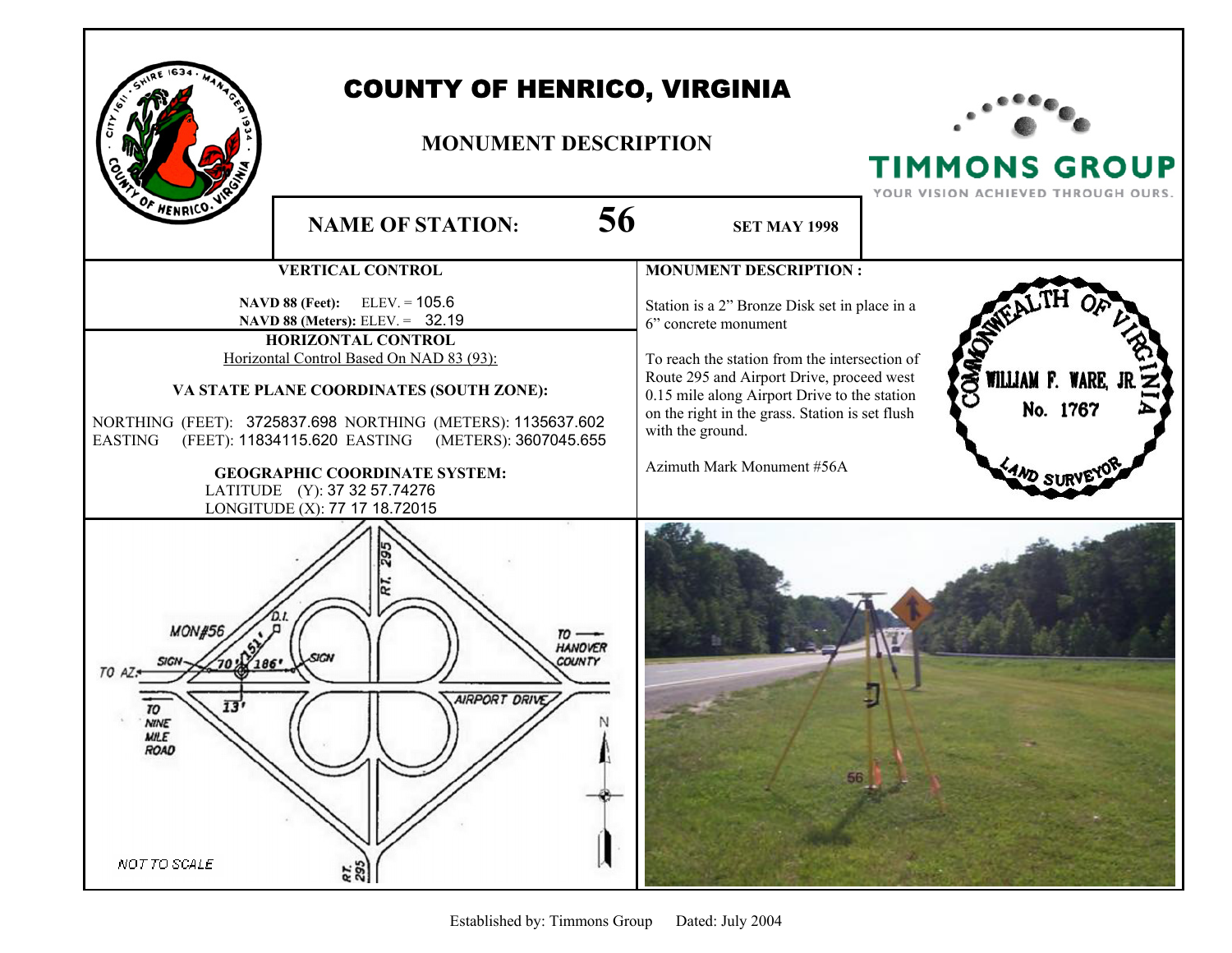# COUNTY OF HENRICO, VIRGINIA

## MONUMENT DESCRIPTION

TIMMONS GROUP
YOUR VISION ACHIEVED THROUGH OURS.

**NAME OF STATION:** **56** **SET MAY 1998**

**VERTICAL CONTROL**

**NAVD 88 (Feet):** ELEV. = 105.6
**NAVD 88 (Meters):** ELEV. = 32.19

**HORIZONTAL CONTROL**

Horizontal Control Based On NAD 83 (93):

**VA STATE PLANE COORDINATES (SOUTH ZONE):**

NORTHING (FEET): 3725837.698 NORTHING (METERS): 1135637.602
EASTING (FEET): 11834115.620 EASTING (METERS): 3607045.655

**GEOGRAPHIC COORDINATE SYSTEM:**

LATITUDE (Y): 37 32 57.74276
LONGITUDE (X): 77 17 18.72015

**MONUMENT DESCRIPTION :**

Station is a 2" Bronze Disk set in place in a 6" concrete monument

To reach the station from the intersection of Route 295 and Airport Drive, proceed west 0.15 mile along Airport Drive to the station on the right in the grass. Station is set flush with the ground.

Azimuth Mark Monument #56A

COMMONWEALTH OF VIRGINIA
WILLIAM F. WARE, JR.
No. 1767
LAND SURVEYOR

MON#56, D.I., SIGN, 151', 70', 186', 13', TO AZ., TO NINE MILE ROAD, RT. 295, TO HANOVER COUNTY, AIRPORT DRIVE, N

NOT TO SCALE

Established by: Timmons Group Dated: July 2004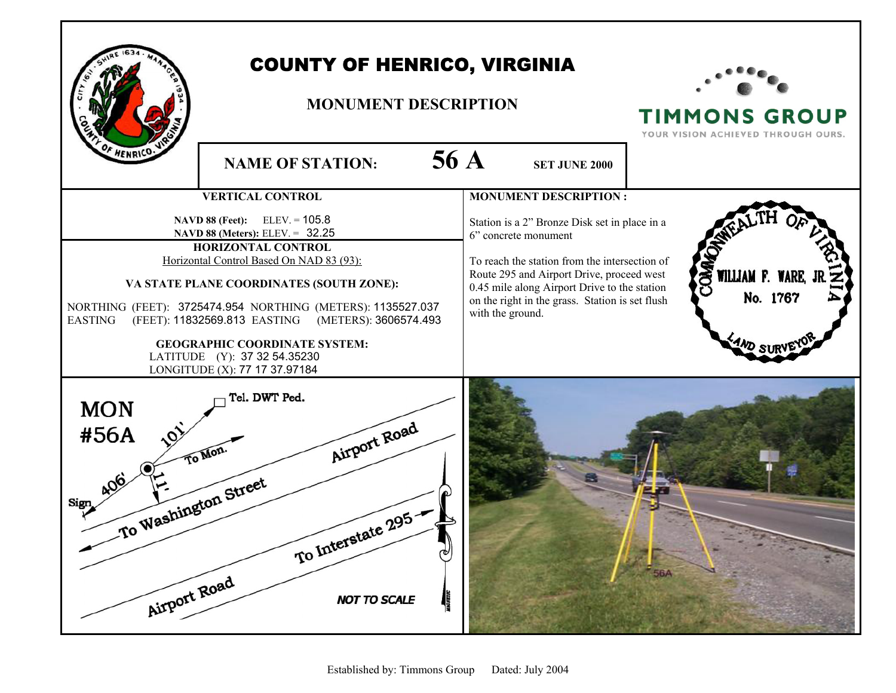# COUNTY OF HENRICO, VIRGINIA

## MONUMENT DESCRIPTION

TIMMONS GROUP
YOUR VISION ACHIEVED THROUGH OURS.

**NAME OF STATION:** **56 A** **SET JUNE 2000**

**VERTICAL CONTROL**

**NAVD 88 (Feet):** ELEV. = 105.8
**NAVD 88 (Meters):** ELEV. = 32.25

**HORIZONTAL CONTROL**

Horizontal Control Based On NAD 83 (93):

**VA STATE PLANE COORDINATES (SOUTH ZONE):**

NORTHING (FEET): 3725474.954 NORTHING (METERS): 1135527.037
EASTING (FEET): 11832569.813 EASTING (METERS): 3606574.493

**GEOGRAPHIC COORDINATE SYSTEM:**

LATITUDE (Y): 37 32 54.35230
LONGITUDE (X): 77 17 37.97184

**MONUMENT DESCRIPTION :**

Station is a 2" Bronze Disk set in place in a 6" concrete monument

To reach the station from the intersection of Route 295 and Airport Drive, proceed west 0.45 mile along Airport Drive to the station on the right in the grass. Station is set flush with the ground.

COMMONWEALTH OF VIRGINIA
WILLIAM F. WARE, JR.
No. 1767
LAND SURVEYOR

MON
#56A
Tel. DWT Ped.
101'
To Mon.
406'
11'
Sign
Airport Road
To Washington Street
To Interstate 295
Airport Road
NOT TO SCALE
MAGNETIC

56A

Established by: Timmons Group Dated: July 2004